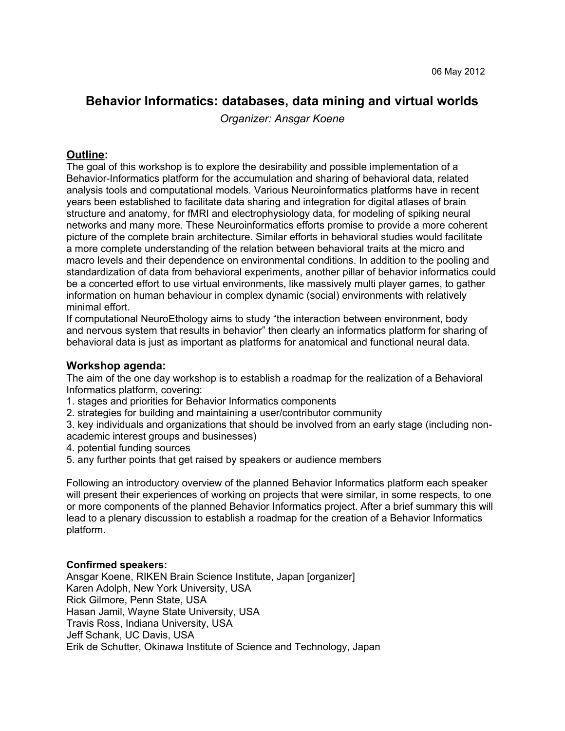06 May 2012

# Behavior Informatics: databases, data mining and virtual worlds

*Organizer: Ansgar Koene*

## Outline:

The goal of this workshop is to explore the desirability and possible implementation of a Behavior-Informatics platform for the accumulation and sharing of behavioral data, related analysis tools and computational models. Various Neuroinformatics platforms have in recent years been established to facilitate data sharing and integration for digital atlases of brain structure and anatomy, for fMRI and electrophysiology data, for modeling of spiking neural networks and many more. These Neuroinformatics efforts promise to provide a more coherent picture of the complete brain architecture. Similar efforts in behavioral studies would facilitate a more complete understanding of the relation between behavioral traits at the micro and macro levels and their dependence on environmental conditions. In addition to the pooling and standardization of data from behavioral experiments, another pillar of behavior informatics could be a concerted effort to use virtual environments, like massively multi player games, to gather information on human behaviour in complex dynamic (social) environments with relatively minimal effort.

If computational NeuroEthology aims to study "the interaction between environment, body and nervous system that results in behavior" then clearly an informatics platform for sharing of behavioral data is just as important as platforms for anatomical and functional neural data.

## Workshop agenda:

The aim of the one day workshop is to establish a roadmap for the realization of a Behavioral Informatics platform, covering:

1. stages and priorities for Behavior Informatics components
2. strategies for building and maintaining a user/contributor community
3. key individuals and organizations that should be involved from an early stage (including non-academic interest groups and businesses)
4. potential funding sources
5. any further points that get raised by speakers or audience members

Following an introductory overview of the planned Behavior Informatics platform each speaker will present their experiences of working on projects that were similar, in some respects, to one or more components of the planned Behavior Informatics project. After a brief summary this will lead to a plenary discussion to establish a roadmap for the creation of a Behavior Informatics platform.

**Confirmed speakers:**

Ansgar Koene, RIKEN Brain Science Institute, Japan [organizer]
Karen Adolph, New York University, USA
Rick Gilmore, Penn State, USA
Hasan Jamil, Wayne State University, USA
Travis Ross, Indiana University, USA
Jeff Schank, UC Davis, USA
Erik de Schutter, Okinawa Institute of Science and Technology, Japan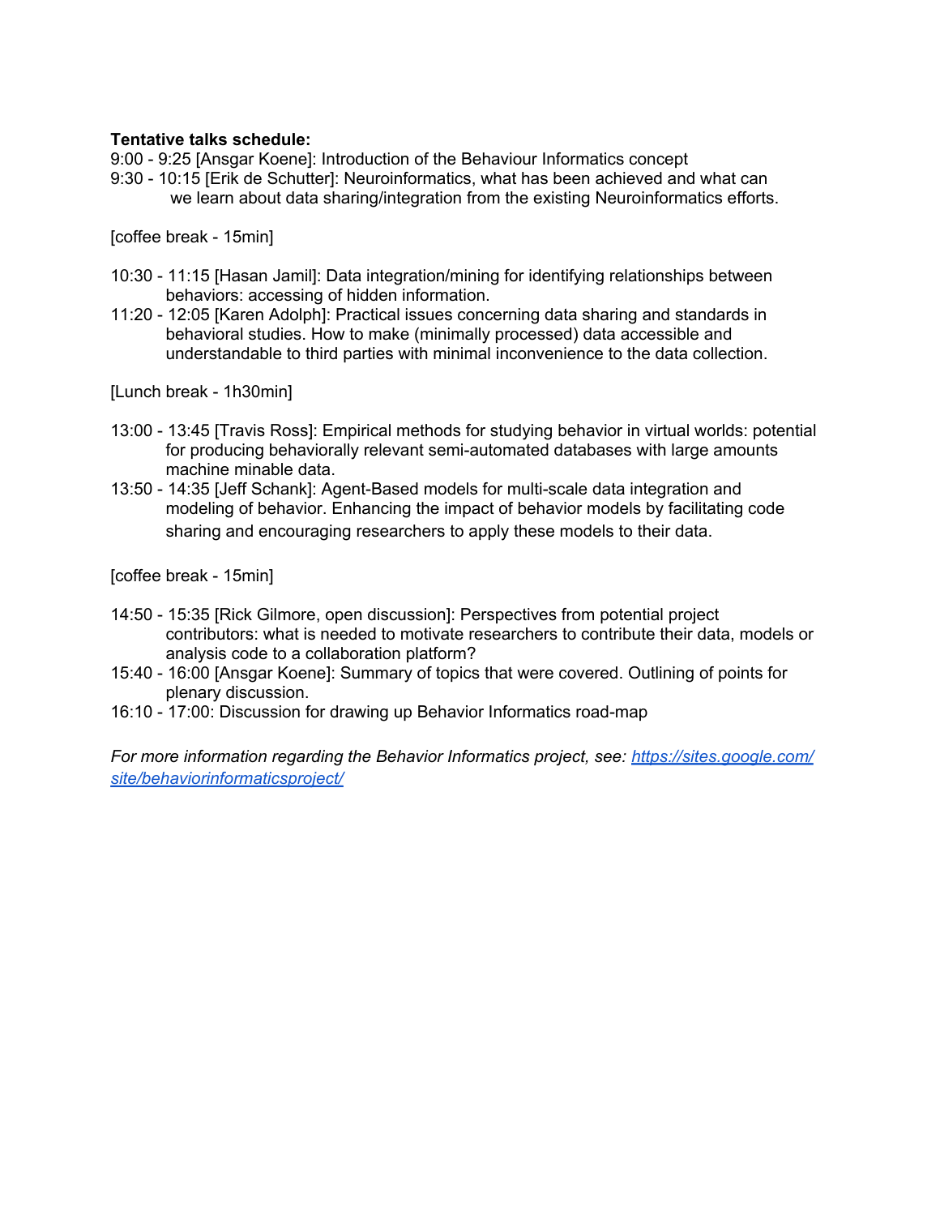**Tentative talks schedule:**

9:00 - 9:25 [Ansgar Koene]: Introduction of the Behaviour Informatics concept
9:30 - 10:15 [Erik de Schutter]: Neuroinformatics, what has been achieved and what can we learn about data sharing/integration from the existing Neuroinformatics efforts.

[coffee break - 15min]

10:30 - 11:15 [Hasan Jamil]: Data integration/mining for identifying relationships between behaviors: accessing of hidden information.
11:20 - 12:05 [Karen Adolph]: Practical issues concerning data sharing and standards in behavioral studies. How to make (minimally processed) data accessible and understandable to third parties with minimal inconvenience to the data collection.

[Lunch break - 1h30min]

13:00 - 13:45 [Travis Ross]: Empirical methods for studying behavior in virtual worlds: potential for producing behaviorally relevant semi-automated databases with large amounts machine minable data.
13:50 - 14:35 [Jeff Schank]: Agent-Based models for multi-scale data integration and modeling of behavior. Enhancing the impact of behavior models by facilitating code sharing and encouraging researchers to apply these models to their data.

[coffee break - 15min]

14:50 - 15:35 [Rick Gilmore, open discussion]: Perspectives from potential project contributors: what is needed to motivate researchers to contribute their data, models or analysis code to a collaboration platform?
15:40 - 16:00 [Ansgar Koene]: Summary of topics that were covered. Outlining of points for plenary discussion.
16:10 - 17:00: Discussion for drawing up Behavior Informatics road-map

*For more information regarding the Behavior Informatics project, see: [https://sites.google.com/site/behaviorinformaticsproject/](https://sites.google.com/site/behaviorinformaticsproject/)*